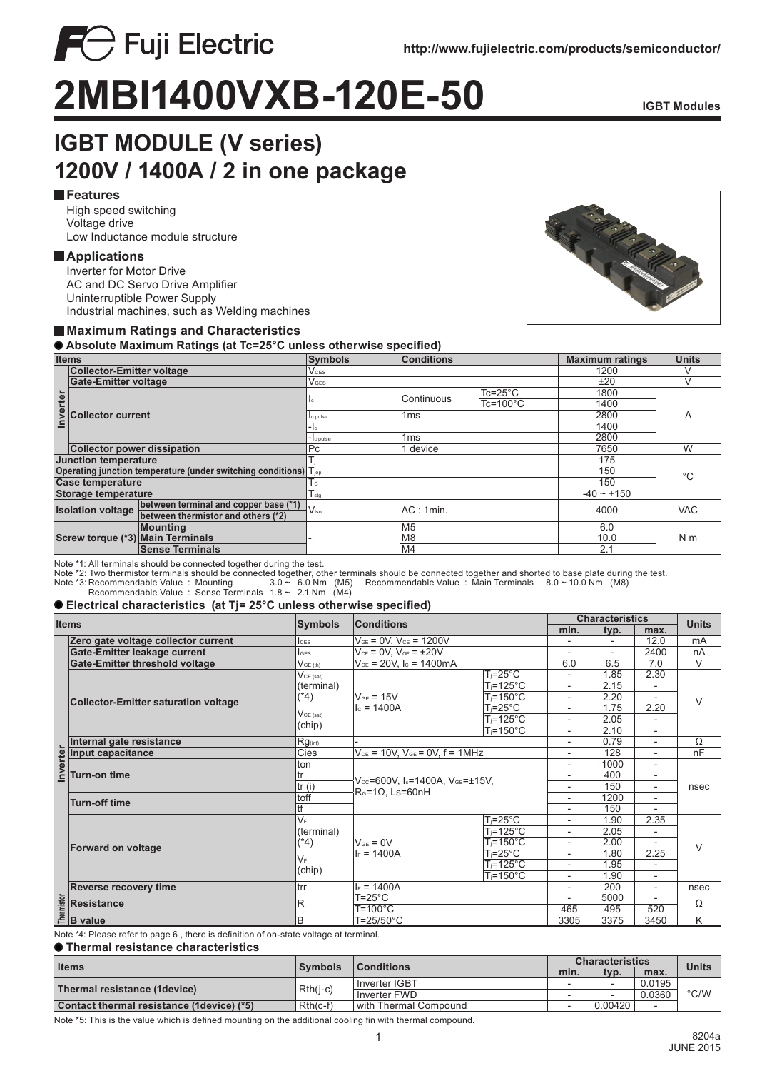Fuji Electric

http://www.fujielectric.com/products/semiconductor/

# 2MBI1400VXB-120E-50

IGBT Modules

## IGBT MODULE (V series)
## 1200V / 1400A / 2 in one package

### Features

High speed switching
Voltage drive
Low Inductance module structure

### Applications

Inverter for Motor Drive
AC and DC Servo Drive Amplifier
Uninterruptible Power Supply
Industrial machines, such as Welding machines

### Maximum Ratings and Characteristics

**Absolute Maximum Ratings (at Tc=25°C unless otherwise specified)**

| Items | | | Symbols | Conditions | | Maximum ratings | Units |
|---|---|---|---|---|---|---|---|
| Inverter | Collector-Emitter voltage | | $V_{CES}$ | | | 1200 | V |
| | Gate-Emitter voltage | | $V_{GES}$ | | | ±20 | V |
| | Collector current | | $I_c$ | Continuous | Tc=25°C | 1800 | A |
| | | | | | Tc=100°C | 1400 | |
| | | | $I_{c\ pulse}$ | 1ms | | 2800 | |
| | | | $-I_c$ | | | 1400 | |
| | | | $-I_{c\ pulse}$ | 1ms | | 2800 | |
| | Collector power dissipation | | Pc | 1 device | | 7650 | W |
| Junction temperature | | | $T_j$ | | | 175 | °C |
| Operating junction temperature (under switching conditions) | | | $T_{jop}$ | | | 150 | |
| Case temperature | | | $T_c$ | | | 150 | |
| Storage temperature | | | $T_{stg}$ | | | -40 ~ +150 | |
| Isolation voltage | between terminal and copper base (*1) | | $V_{iso}$ | AC : 1min. | | 4000 | VAC |
| | between thermistor and others (*2) | | | | | | |
| Screw torque (*3) | Mounting | | - | M5 | | 6.0 | N m |
| | Main Terminals | | | M8 | | 10.0 | |
| | Sense Terminals | | | M4 | | 2.1 | |

Note *1: All terminals should be connected together during the test.
Note *2: Two thermistor terminals should be connected together, other terminals should be connected together and shorted to base plate during the test.
Note *3: Recommendable Value : Mounting 3.0 ~ 6.0 Nm (M5) Recommendable Value : Main Terminals 8.0 ~ 10.0 Nm (M8)
Recommendable Value : Sense Terminals 1.8 ~ 2.1 Nm (M4)

**Electrical characteristics (at Tj= 25°C unless otherwise specified)**

| Items | | Symbols | Conditions | | min. | typ. | max. | Units |
|---|---|---|---|---|---|---|---|---|
| Inverter | Zero gate voltage collector current | $I_{CES}$ | $V_{GE}$ = 0V, $V_{CE}$ = 1200V | | - | - | 12.0 | mA |
| | Gate-Emitter leakage current | $I_{GES}$ | $V_{CE}$ = 0V, $V_{GE}$ = ±20V | | - | - | 2400 | nA |
| | Gate-Emitter threshold voltage | $V_{GE(th)}$ | $V_{CE}$ = 20V, $I_c$ = 1400mA | | 6.0 | 6.5 | 7.0 | V |
| | Collector-Emitter saturation voltage | $V_{CE(sat)}$ (terminal) (*4) | $V_{GE}$ = 15V, $I_c$ = 1400A | $T_j$=25°C | - | 1.85 | 2.30 | V |
| | | | | $T_j$=125°C | - | 2.15 | - | |
| | | | | $T_j$=150°C | - | 2.20 | - | |
| | | $V_{CE(sat)}$ (chip) | | $T_j$=25°C | - | 1.75 | 2.20 | |
| | | | | $T_j$=125°C | - | 2.05 | - | |
| | | | | $T_j$=150°C | - | 2.10 | - | |
| | Internal gate resistance | $Rg_{(int)}$ | - | | - | 0.79 | - | Ω |
| | Input capacitance | Cies | $V_{CE}$ = 10V, $V_{GE}$ = 0V, f = 1MHz | | - | 128 | - | nF |
| | Turn-on time | ton | $V_{CC}$=600V, $I_c$=1400A, $V_{GE}$=±15V, $R_G$=1Ω, Ls=60nH | | - | 1000 | - | nsec |
| | | tr | | | - | 400 | - | |
| | | tr (i) | | | - | 150 | - | |
| | Turn-off time | toff | | | - | 1200 | - | |
| | | tf | | | - | 150 | - | |
| | Forward on voltage | $V_F$ (terminal) (*4) | $V_{GE}$ = 0V, $I_F$ = 1400A | $T_j$=25°C | - | 1.90 | 2.35 | V |
| | | | | $T_j$=125°C | - | 2.05 | - | |
| | | | | $T_j$=150°C | - | 2.00 | - | |
| | | $V_F$ (chip) | | $T_j$=25°C | - | 1.80 | 2.25 | |
| | | | | $T_j$=125°C | - | 1.95 | - | |
| | | | | $T_j$=150°C | - | 1.90 | - | |
| | Reverse recovery time | trr | $I_F$ = 1400A | | - | 200 | - | nsec |
| Thermistor | Resistance | R | T=25°C | | - | 5000 | - | Ω |
| | | | T=100°C | | 465 | 495 | 520 | |
| | B value | B | T=25/50°C | | 3305 | 3375 | 3450 | K |

Note *4: Please refer to page 6 , there is definition of on-state voltage at terminal.

**Thermal resistance characteristics**

| Items | Symbols | Conditions | min. | typ. | max. | Units |
|---|---|---|---|---|---|---|
| Thermal resistance (1device) | Rth(j-c) | Inverter IGBT | - | - | 0.0195 | °C/W |
| | | Inverter FWD | - | - | 0.0360 | |
| Contact thermal resistance (1device) (*5) | Rth(c-f) | with Thermal Compound | - | 0.00420 | - | |

Note *5: This is the value which is defined mounting on the additional cooling fin with thermal compound.

8204a
JUNE 2015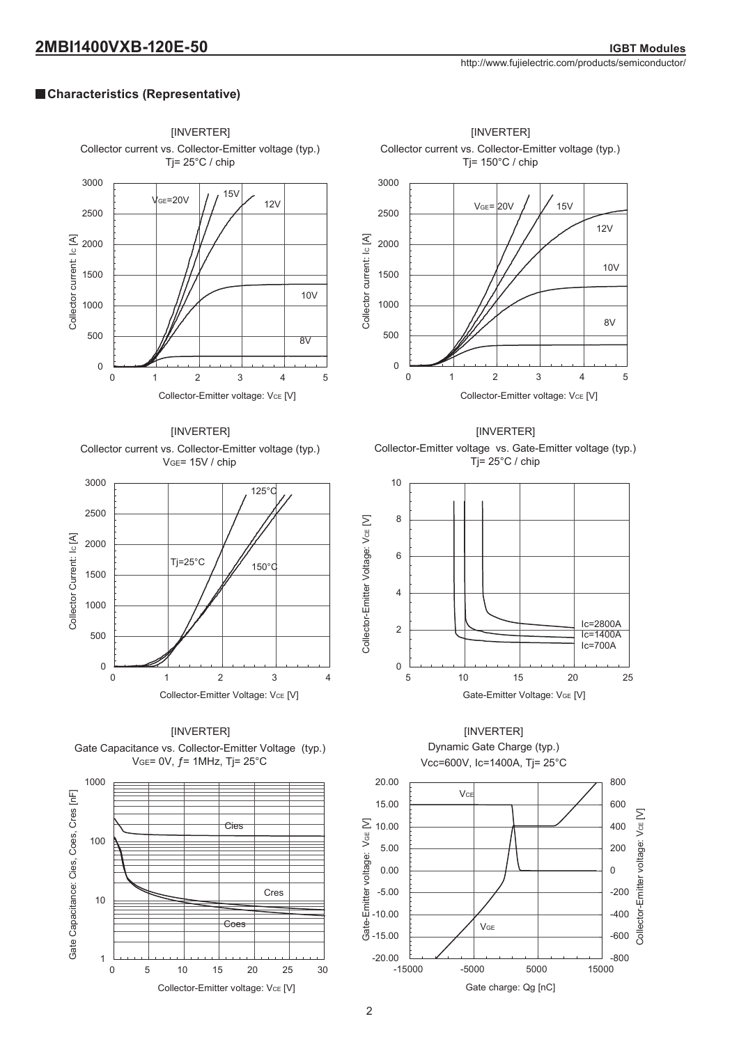## Characteristics (Representative)

[INVERTER]
Collector current vs. Collector-Emitter voltage (typ.)
Tj= 25°C / chip

[INVERTER]
Collector current vs. Collector-Emitter voltage (typ.)
Tj= 150°C / chip

[INVERTER]
Collector current vs. Collector-Emitter voltage (typ.)
VGE= 15V / chip

[INVERTER]
Collector-Emitter voltage vs. Gate-Emitter voltage (typ.)
Tj= 25°C / chip

[INVERTER]
Gate Capacitance vs. Collector-Emitter Voltage (typ.)
VGE= 0V, ƒ= 1MHz, Tj= 25°C

[INVERTER]
Dynamic Gate Charge (typ.)
Vcc=600V, Ic=1400A, Tj= 25°C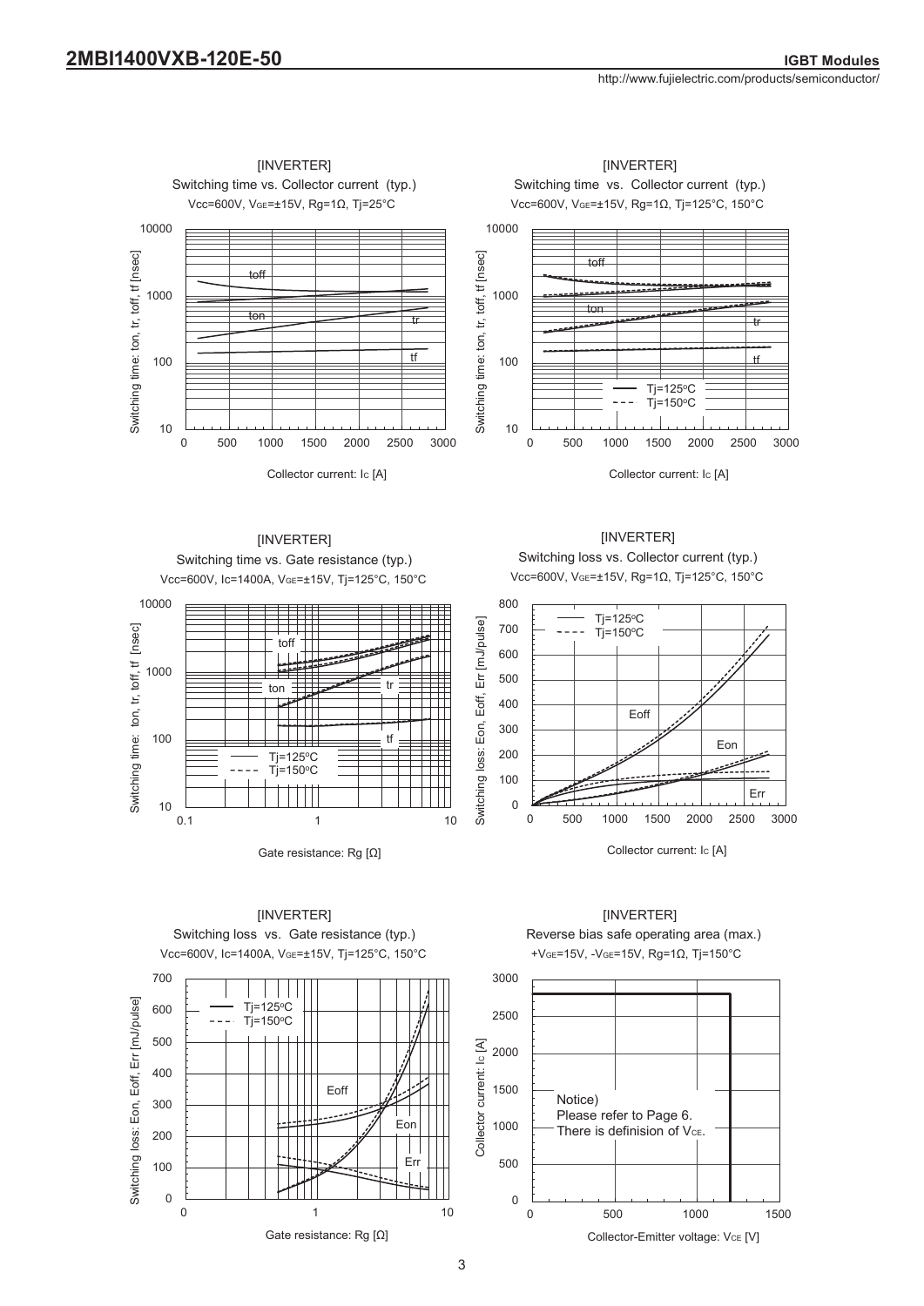## [INVERTER]

**Switching time vs. Collector current (typ.)**

$V_{cc}$=600V, $V_{GE}$=±15V, Rg=1Ω, Tj=25°C

Switching time: ton, tr, toff, tf [nsec] vs. Collector current: Ic [A]

Curves: toff, ton, tr, tf

## [INVERTER]

**Switching time vs. Collector current (typ.)**

$V_{cc}$=600V, $V_{GE}$=±15V, Rg=1Ω, Tj=125°C, 150°C

Switching time: ton, tr, toff, tf [nsec] vs. Collector current: Ic [A]

Curves: toff, ton, tr, tf — Tj=125°C (solid), Tj=150°C (dashed)

## [INVERTER]

**Switching time vs. Gate resistance (typ.)**

$V_{cc}$=600V, Ic=1400A, $V_{GE}$=±15V, Tj=125°C, 150°C

Switching time: ton, tr, toff, tf [nsec] vs. Gate resistance: Rg [Ω]

Curves: toff, ton, tr, tf — Tj=125°C (solid), Tj=150°C (dashed)

## [INVERTER]

**Switching loss vs. Collector current (typ.)**

$V_{cc}$=600V, $V_{GE}$=±15V, Rg=1Ω, Tj=125°C, 150°C

Switching loss: Eon, Eoff, Err [mJ/pulse] vs. Collector current: Ic [A]

Curves: Eoff, Eon, Err — Tj=125°C (solid), Tj=150°C (dashed)

## [INVERTER]

**Switching loss vs. Gate resistance (typ.)**

$V_{cc}$=600V, Ic=1400A, $V_{GE}$=±15V, Tj=125°C, 150°C

Switching loss: Eon, Eoff, Err [mJ/pulse] vs. Gate resistance: Rg [Ω]

Curves: Eoff, Eon, Err — Tj=125°C (solid), Tj=150°C (dashed)

## [INVERTER]

**Reverse bias safe operating area (max.)**

+$V_{GE}$=15V, -$V_{GE}$=15V, Rg=1Ω, Tj=150°C

Collector current: Ic [A] vs. Collector-Emitter voltage: $V_{CE}$ [V]

Notice)
Please refer to Page 6.
There is definision of $V_{CE}$.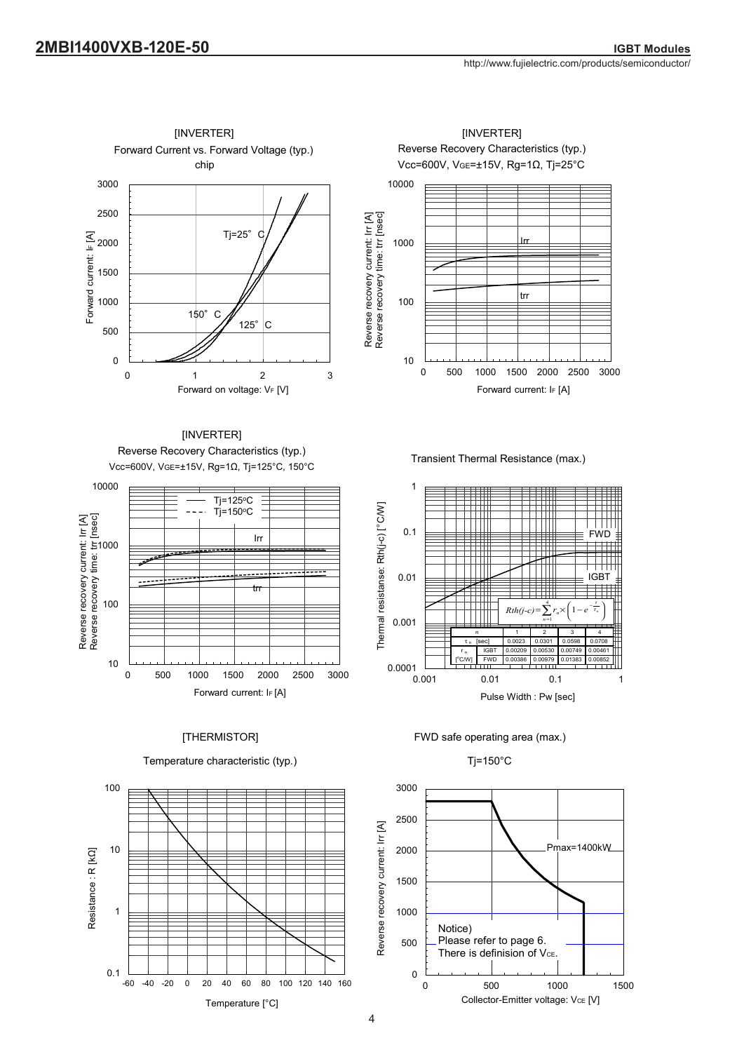## [INVERTER] Forward Current vs. Forward Voltage (typ.)

chip

## [INVERTER] Reverse Recovery Characteristics (typ.)

Vcc=600V, $V_{GE}$=±15V, Rg=1Ω, Tj=25°C

## [INVERTER] Reverse Recovery Characteristics (typ.)

Vcc=600V, $V_{GE}$=±15V, Rg=1Ω, Tj=125°C, 150°C

## Transient Thermal Resistance (max.)

$$Rth(j\text{-}c)=\sum_{n=1}^{4} r_n \times \left(1-e^{-\frac{t}{\tau_n}}\right)$$

| n | | 1 | 2 | 3 | 4 |
|---|---|---|---|---|---|
| $\tau_n$ [sec] | | 0.0023 | 0.0301 | 0.0598 | 0.0708 |
| $r_n$ [°C/W] | IGBT | 0.00209 | 0.00530 | 0.00749 | 0.00461 |
| | FWD | 0.00386 | 0.00979 | 0.01383 | 0.00852 |

## [THERMISTOR] Temperature characteristic (typ.)

## FWD safe operating area (max.)

Tj=150°C

Pmax=1400kW

Notice) Please refer to page 6. There is definision of $V_{CE}$.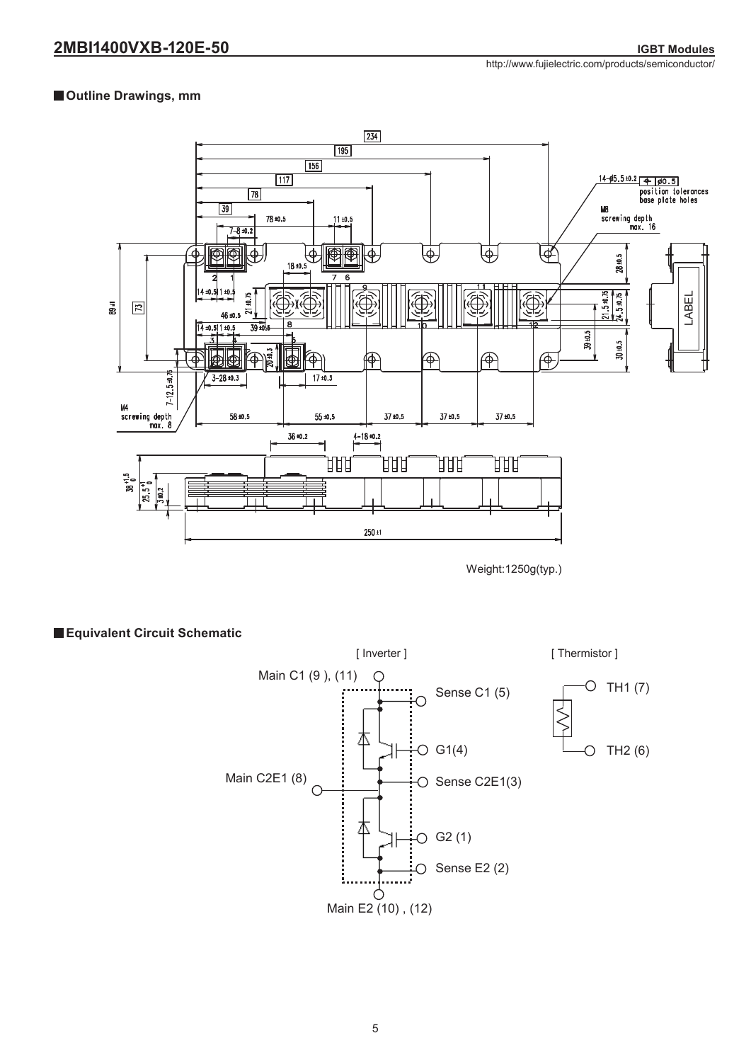## Outline Drawings, mm

Weight:1250g(typ.)

## Equivalent Circuit Schematic

[ Inverter ]

Main C1 (9 ), (11)

Sense C1 (5)

G1(4)

Main C2E1 (8)

Sense C2E1(3)

G2 (1)

Sense E2 (2)

Main E2 (10) , (12)

[ Thermistor ]

TH1 (7)

TH2 (6)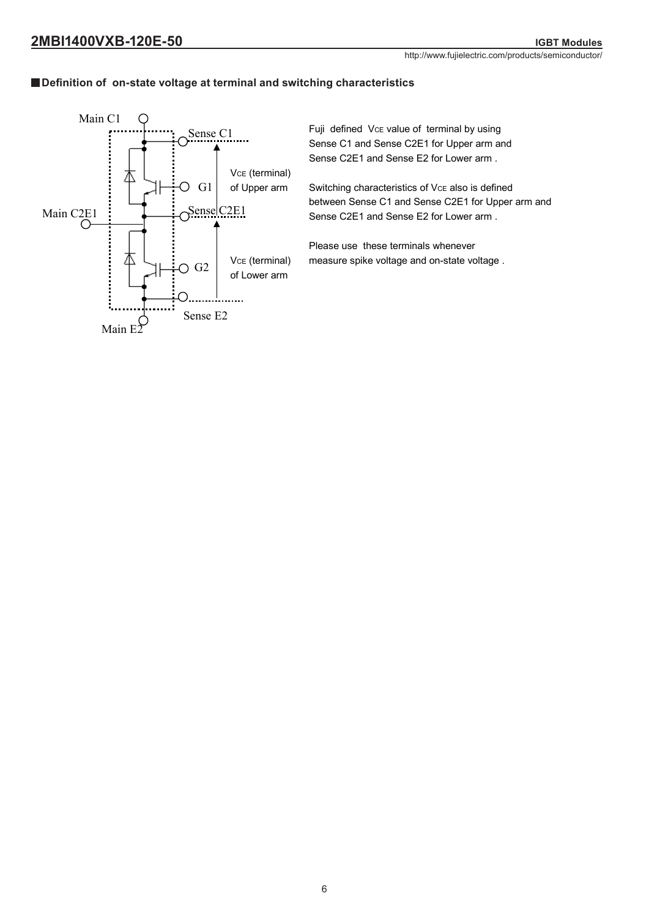## Definition of on-state voltage at terminal and switching characteristics

Main C1

Sense C1

$V_{CE}$ (terminal) of Upper arm

G1

Main C2E1

Sense C2E1

G2

$V_{CE}$ (terminal) of Lower arm

Sense E2

Main E2

Fuji defined $V_{CE}$ value of terminal by using Sense C1 and Sense C2E1 for Upper arm and Sense C2E1 and Sense E2 for Lower arm .

Switching characteristics of $V_{CE}$ also is defined between Sense C1 and Sense C2E1 for Upper arm and Sense C2E1 and Sense E2 for Lower arm .

Please use these terminals whenever measure spike voltage and on-state voltage .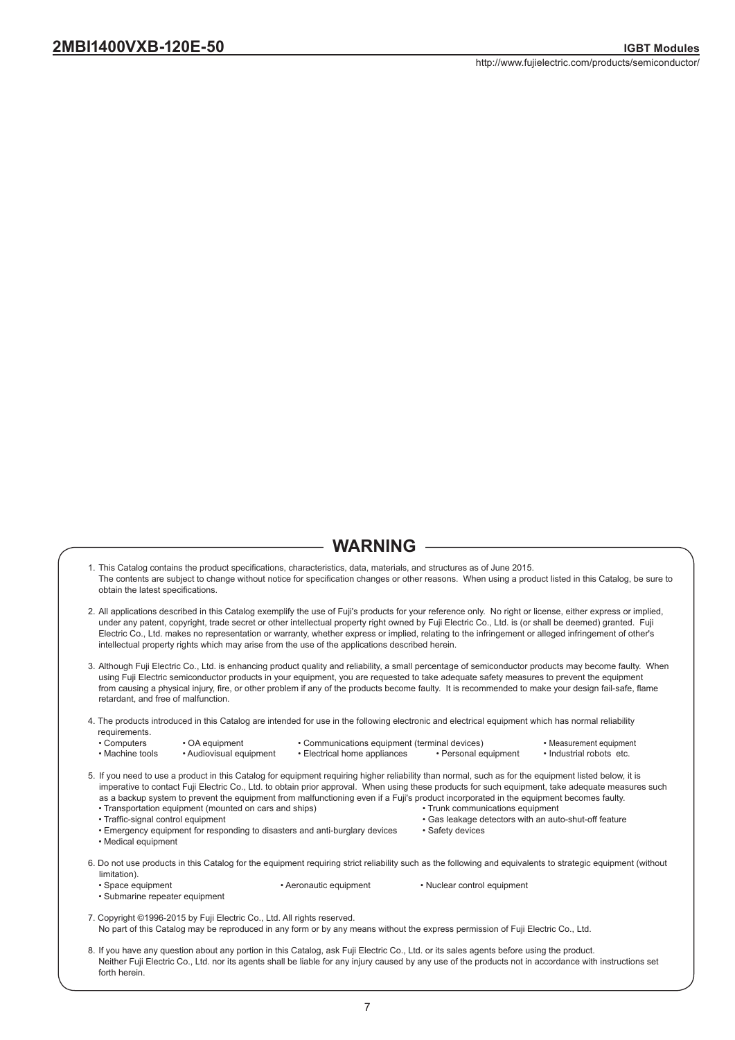## WARNING

1. This Catalog contains the product specifications, characteristics, data, materials, and structures as of June 2015.
   The contents are subject to change without notice for specification changes or other reasons. When using a product listed in this Catalog, be sure to obtain the latest specifications.

2. All applications described in this Catalog exemplify the use of Fuji's products for your reference only. No right or license, either express or implied, under any patent, copyright, trade secret or other intellectual property right owned by Fuji Electric Co., Ltd. is (or shall be deemed) granted. Fuji Electric Co., Ltd. makes no representation or warranty, whether express or implied, relating to the infringement or alleged infringement of other's intellectual property rights which may arise from the use of the applications described herein.

3. Although Fuji Electric Co., Ltd. is enhancing product quality and reliability, a small percentage of semiconductor products may become faulty. When using Fuji Electric semiconductor products in your equipment, you are requested to take adequate safety measures to prevent the equipment from causing a physical injury, fire, or other problem if any of the products become faulty. It is recommended to make your design fail-safe, flame retardant, and free of malfunction.

4. The products introduced in this Catalog are intended for use in the following electronic and electrical equipment which has normal reliability requirements.
   - Computers
   - OA equipment
   - Communications equipment (terminal devices)
   - Measurement equipment
   - Machine tools
   - Audiovisual equipment
   - Electrical home appliances
   - Personal equipment
   - Industrial robots etc.

5. If you need to use a product in this Catalog for equipment requiring higher reliability than normal, such as for the equipment listed below, it is imperative to contact Fuji Electric Co., Ltd. to obtain prior approval. When using these products for such equipment, take adequate measures such as a backup system to prevent the equipment from malfunctioning even if a Fuji's product incorporated in the equipment becomes faulty.
   - Transportation equipment (mounted on cars and ships)
   - Trunk communications equipment
   - Traffic-signal control equipment
   - Gas leakage detectors with an auto-shut-off feature
   - Emergency equipment for responding to disasters and anti-burglary devices
   - Safety devices
   - Medical equipment

6. Do not use products in this Catalog for the equipment requiring strict reliability such as the following and equivalents to strategic equipment (without limitation).
   - Space equipment
   - Aeronautic equipment
   - Nuclear control equipment
   - Submarine repeater equipment

7. Copyright ©1996-2015 by Fuji Electric Co., Ltd. All rights reserved.
   No part of this Catalog may be reproduced in any form or by any means without the express permission of Fuji Electric Co., Ltd.

8. If you have any question about any portion in this Catalog, ask Fuji Electric Co., Ltd. or its sales agents before using the product.
   Neither Fuji Electric Co., Ltd. nor its agents shall be liable for any injury caused by any use of the products not in accordance with instructions set forth herein.